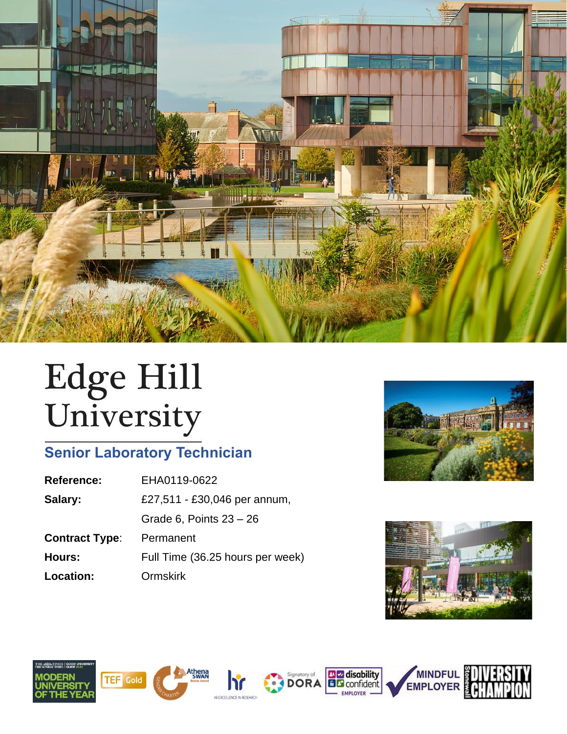# Edge Hill University

## Senior Laboratory Technician

| | |
|---|---|
| **Reference:** | EHA0119-0622 |
| **Salary:** | £27,511 - £30,046 per annum, Grade 6, Points 23 – 26 |
| **Contract Type:** | Permanent |
| **Hours:** | Full Time (36.25 hours per week) |
| **Location:** | Ormskirk |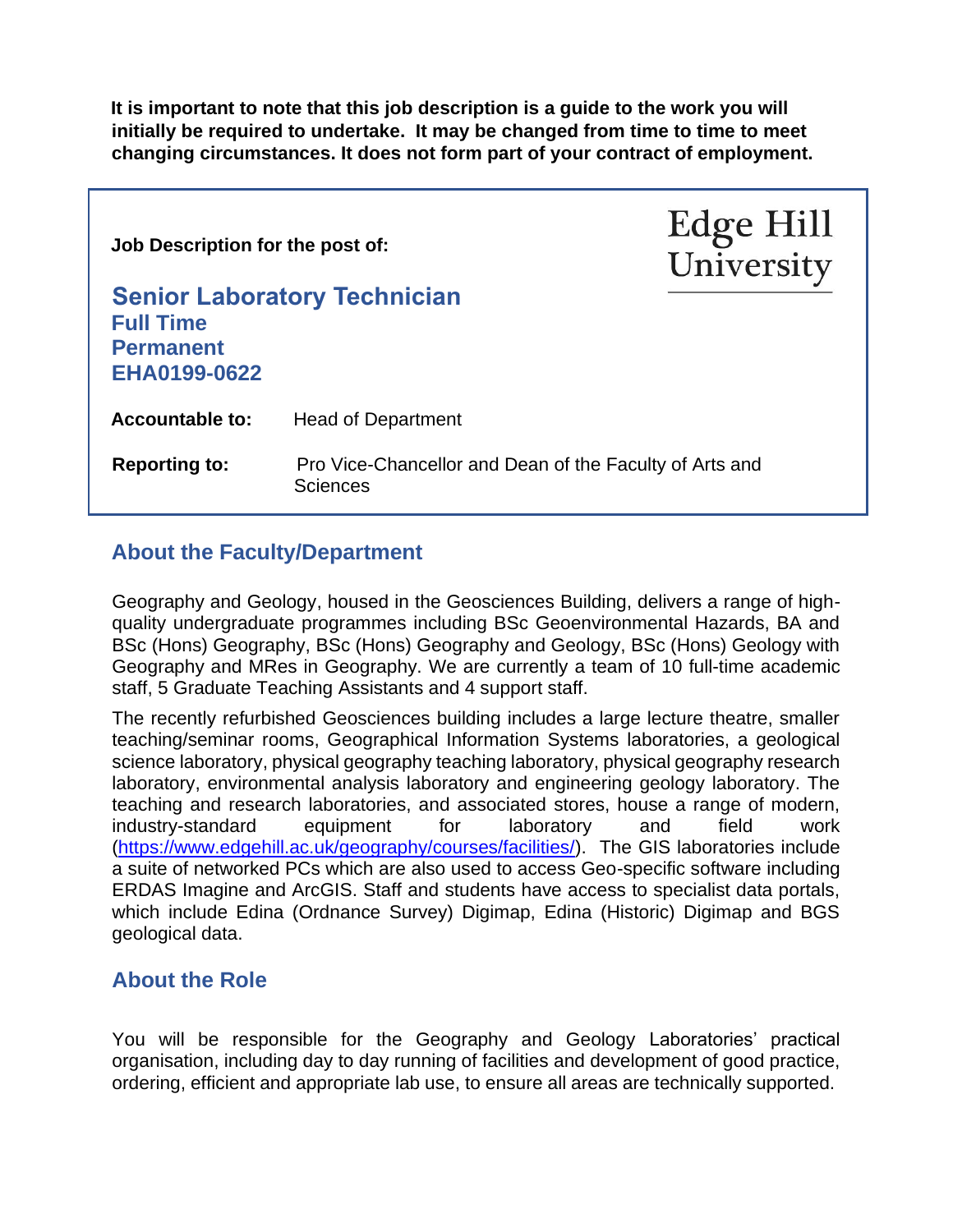**It is important to note that this job description is a guide to the work you will initially be required to undertake. It may be changed from time to time to meet changing circumstances. It does not form part of your contract of employment.**

**Job Description for the post of:**

Edge Hill University

## Senior Laboratory Technician
### Full Time
### Permanent
### EHA0199-0622

**Accountable to:** Head of Department

**Reporting to:** Pro Vice-Chancellor and Dean of the Faculty of Arts and Sciences

## About the Faculty/Department

Geography and Geology, housed in the Geosciences Building, delivers a range of high-quality undergraduate programmes including BSc Geoenvironmental Hazards, BA and BSc (Hons) Geography, BSc (Hons) Geography and Geology, BSc (Hons) Geology with Geography and MRes in Geography. We are currently a team of 10 full-time academic staff, 5 Graduate Teaching Assistants and 4 support staff.

The recently refurbished Geosciences building includes a large lecture theatre, smaller teaching/seminar rooms, Geographical Information Systems laboratories, a geological science laboratory, physical geography teaching laboratory, physical geography research laboratory, environmental analysis laboratory and engineering geology laboratory. The teaching and research laboratories, and associated stores, house a range of modern, industry-standard equipment for laboratory and field work (https://www.edgehill.ac.uk/geography/courses/facilities/). The GIS laboratories include a suite of networked PCs which are also used to access Geo-specific software including ERDAS Imagine and ArcGIS. Staff and students have access to specialist data portals, which include Edina (Ordnance Survey) Digimap, Edina (Historic) Digimap and BGS geological data.

## About the Role

You will be responsible for the Geography and Geology Laboratories' practical organisation, including day to day running of facilities and development of good practice, ordering, efficient and appropriate lab use, to ensure all areas are technically supported.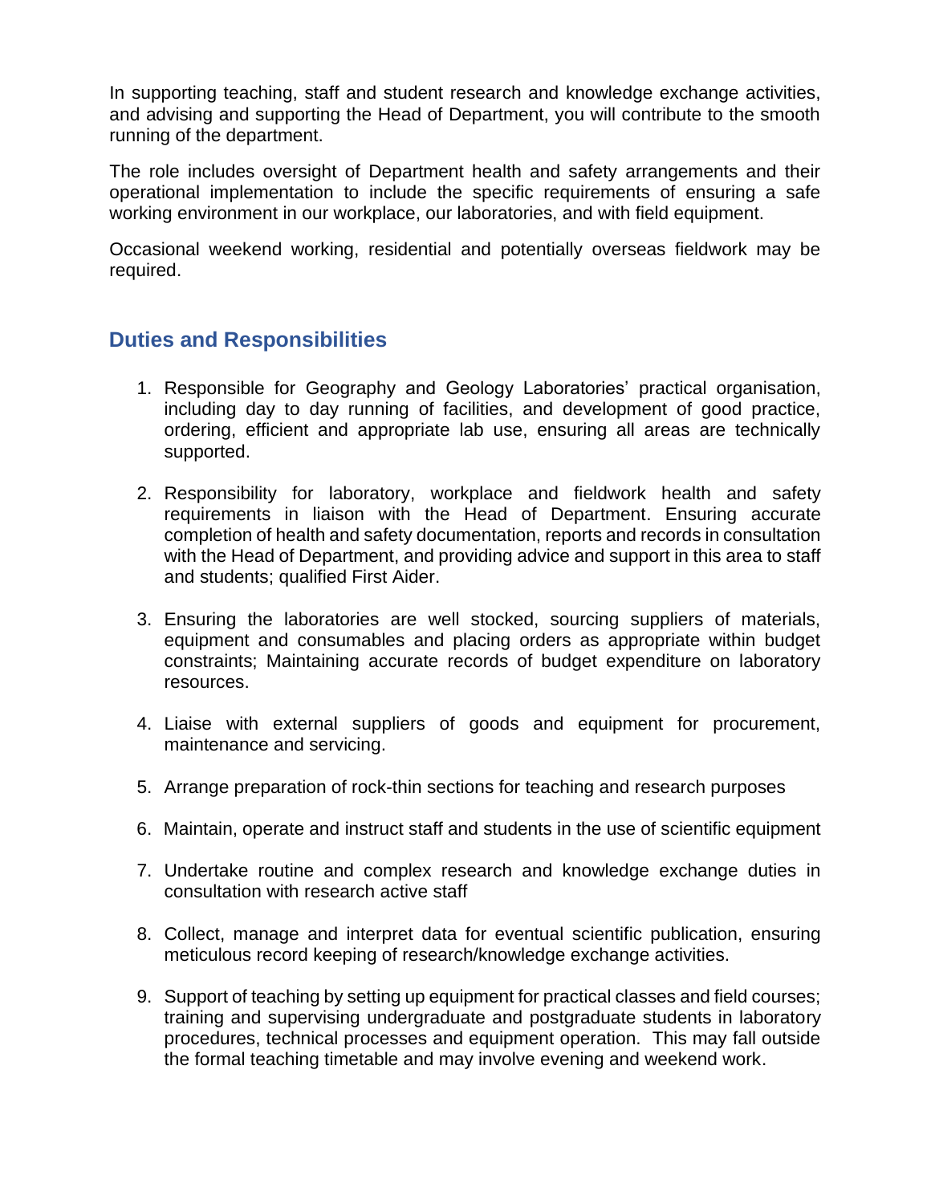In supporting teaching, staff and student research and knowledge exchange activities, and advising and supporting the Head of Department, you will contribute to the smooth running of the department.

The role includes oversight of Department health and safety arrangements and their operational implementation to include the specific requirements of ensuring a safe working environment in our workplace, our laboratories, and with field equipment.

Occasional weekend working, residential and potentially overseas fieldwork may be required.

## Duties and Responsibilities

1. Responsible for Geography and Geology Laboratories' practical organisation, including day to day running of facilities, and development of good practice, ordering, efficient and appropriate lab use, ensuring all areas are technically supported.
2. Responsibility for laboratory, workplace and fieldwork health and safety requirements in liaison with the Head of Department. Ensuring accurate completion of health and safety documentation, reports and records in consultation with the Head of Department, and providing advice and support in this area to staff and students; qualified First Aider.
3. Ensuring the laboratories are well stocked, sourcing suppliers of materials, equipment and consumables and placing orders as appropriate within budget constraints; Maintaining accurate records of budget expenditure on laboratory resources.
4. Liaise with external suppliers of goods and equipment for procurement, maintenance and servicing.
5. Arrange preparation of rock-thin sections for teaching and research purposes
6. Maintain, operate and instruct staff and students in the use of scientific equipment
7. Undertake routine and complex research and knowledge exchange duties in consultation with research active staff
8. Collect, manage and interpret data for eventual scientific publication, ensuring meticulous record keeping of research/knowledge exchange activities.
9. Support of teaching by setting up equipment for practical classes and field courses; training and supervising undergraduate and postgraduate students in laboratory procedures, technical processes and equipment operation. This may fall outside the formal teaching timetable and may involve evening and weekend work.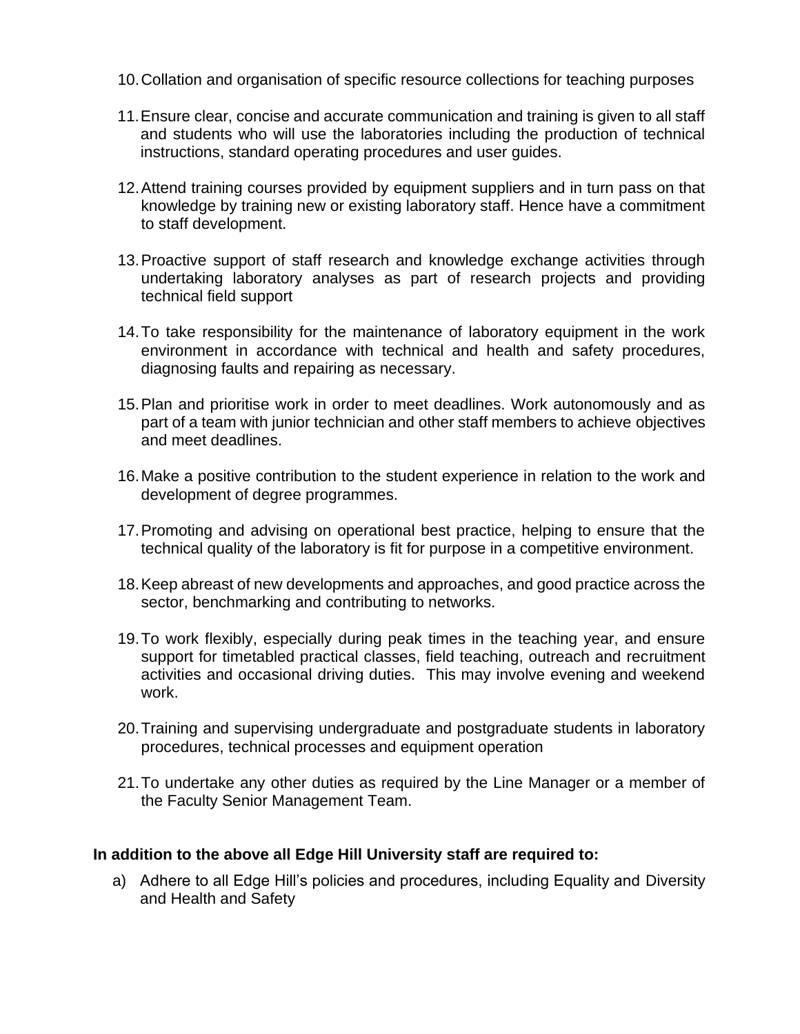10. Collation and organisation of specific resource collections for teaching purposes

11. Ensure clear, concise and accurate communication and training is given to all staff and students who will use the laboratories including the production of technical instructions, standard operating procedures and user guides.

12. Attend training courses provided by equipment suppliers and in turn pass on that knowledge by training new or existing laboratory staff. Hence have a commitment to staff development.

13. Proactive support of staff research and knowledge exchange activities through undertaking laboratory analyses as part of research projects and providing technical field support

14. To take responsibility for the maintenance of laboratory equipment in the work environment in accordance with technical and health and safety procedures, diagnosing faults and repairing as necessary.

15. Plan and prioritise work in order to meet deadlines. Work autonomously and as part of a team with junior technician and other staff members to achieve objectives and meet deadlines.

16. Make a positive contribution to the student experience in relation to the work and development of degree programmes.

17. Promoting and advising on operational best practice, helping to ensure that the technical quality of the laboratory is fit for purpose in a competitive environment.

18. Keep abreast of new developments and approaches, and good practice across the sector, benchmarking and contributing to networks.

19. To work flexibly, especially during peak times in the teaching year, and ensure support for timetabled practical classes, field teaching, outreach and recruitment activities and occasional driving duties. This may involve evening and weekend work.

20. Training and supervising undergraduate and postgraduate students in laboratory procedures, technical processes and equipment operation

21. To undertake any other duties as required by the Line Manager or a member of the Faculty Senior Management Team.

**In addition to the above all Edge Hill University staff are required to:**

a) Adhere to all Edge Hill's policies and procedures, including Equality and Diversity and Health and Safety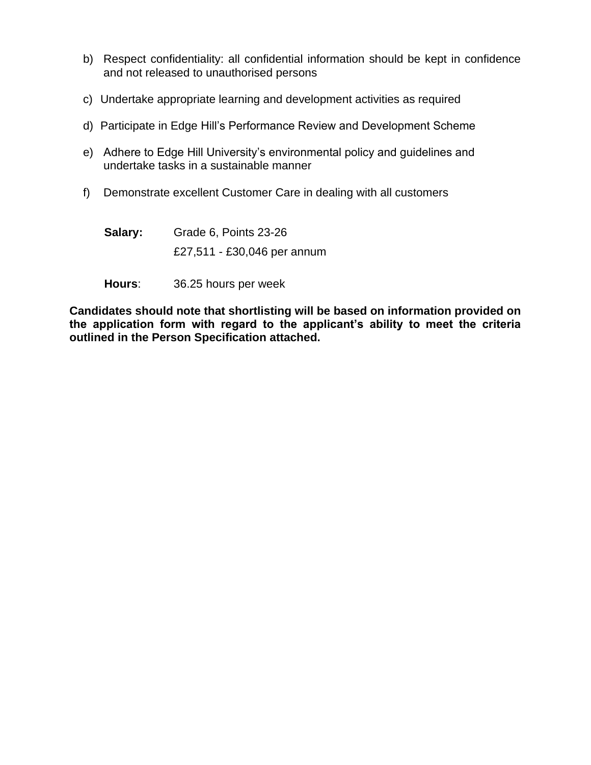b) Respect confidentiality: all confidential information should be kept in confidence and not released to unauthorised persons

c) Undertake appropriate learning and development activities as required

d) Participate in Edge Hill's Performance Review and Development Scheme

e) Adhere to Edge Hill University's environmental policy and guidelines and undertake tasks in a sustainable manner

f) Demonstrate excellent Customer Care in dealing with all customers

**Salary:** Grade 6, Points 23-26
£27,511 - £30,046 per annum

**Hours**: 36.25 hours per week

**Candidates should note that shortlisting will be based on information provided on the application form with regard to the applicant's ability to meet the criteria outlined in the Person Specification attached.**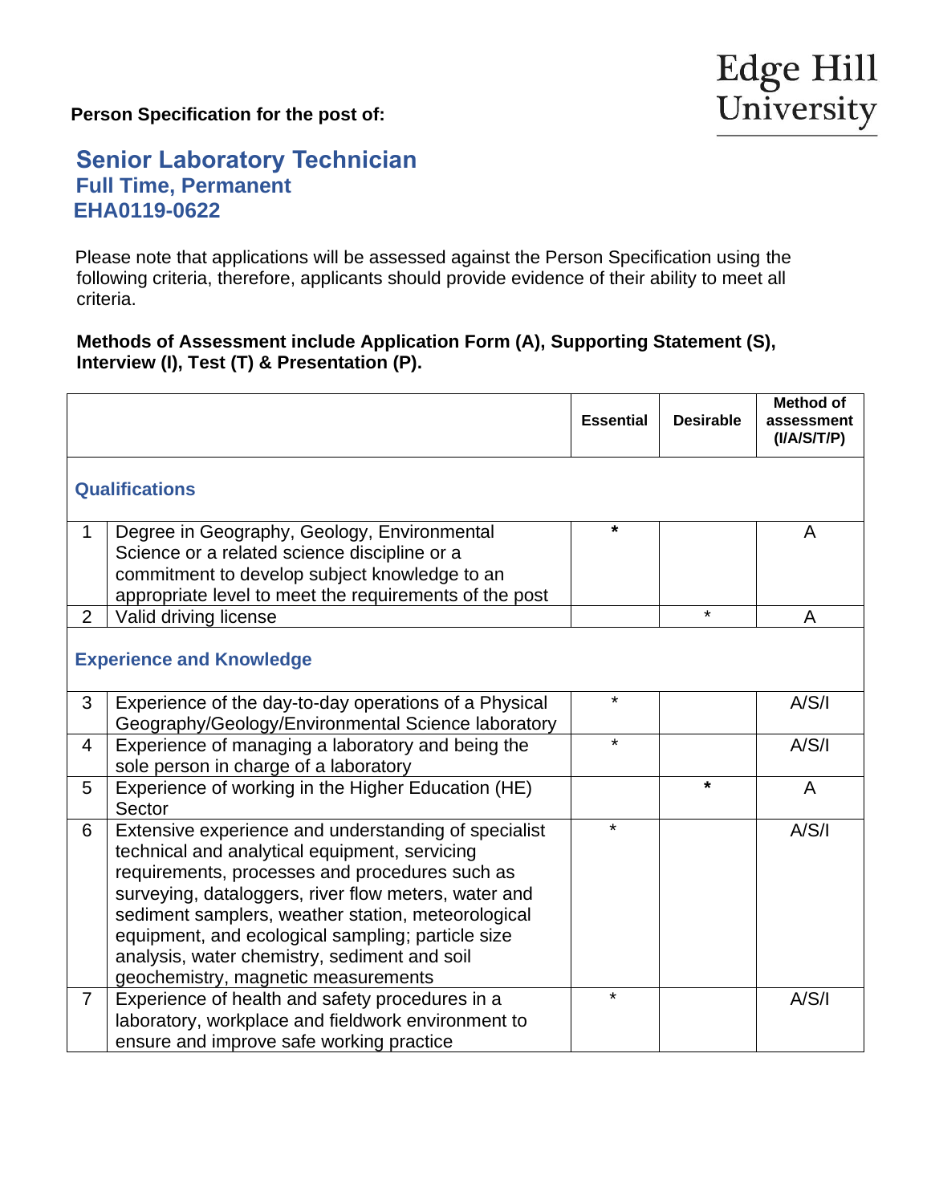**Person Specification for the post of:**

## Senior Laboratory Technician
### Full Time, Permanent
### EHA0119-0622

Please note that applications will be assessed against the Person Specification using the following criteria, therefore, applicants should provide evidence of their ability to meet all criteria.

**Methods of Assessment include Application Form (A), Supporting Statement (S), Interview (I), Test (T) & Presentation (P).**

| | | Essential | Desirable | Method of assessment (I/A/S/T/P) |
|---|---|---|---|---|
| **Qualifications** | | | | |
| 1 | Degree in Geography, Geology, Environmental Science or a related science discipline or a commitment to develop subject knowledge to an appropriate level to meet the requirements of the post | * | | A |
| 2 | Valid driving license | | * | A |
| **Experience and Knowledge** | | | | |
| 3 | Experience of the day-to-day operations of a Physical Geography/Geology/Environmental Science laboratory | * | | A/S/I |
| 4 | Experience of managing a laboratory and being the sole person in charge of a laboratory | * | | A/S/I |
| 5 | Experience of working in the Higher Education (HE) Sector | | * | A |
| 6 | Extensive experience and understanding of specialist technical and analytical equipment, servicing requirements, processes and procedures such as surveying, dataloggers, river flow meters, water and sediment samplers, weather station, meteorological equipment, and ecological sampling; particle size analysis, water chemistry, sediment and soil geochemistry, magnetic measurements | * | | A/S/I |
| 7 | Experience of health and safety procedures in a laboratory, workplace and fieldwork environment to ensure and improve safe working practice | * | | A/S/I |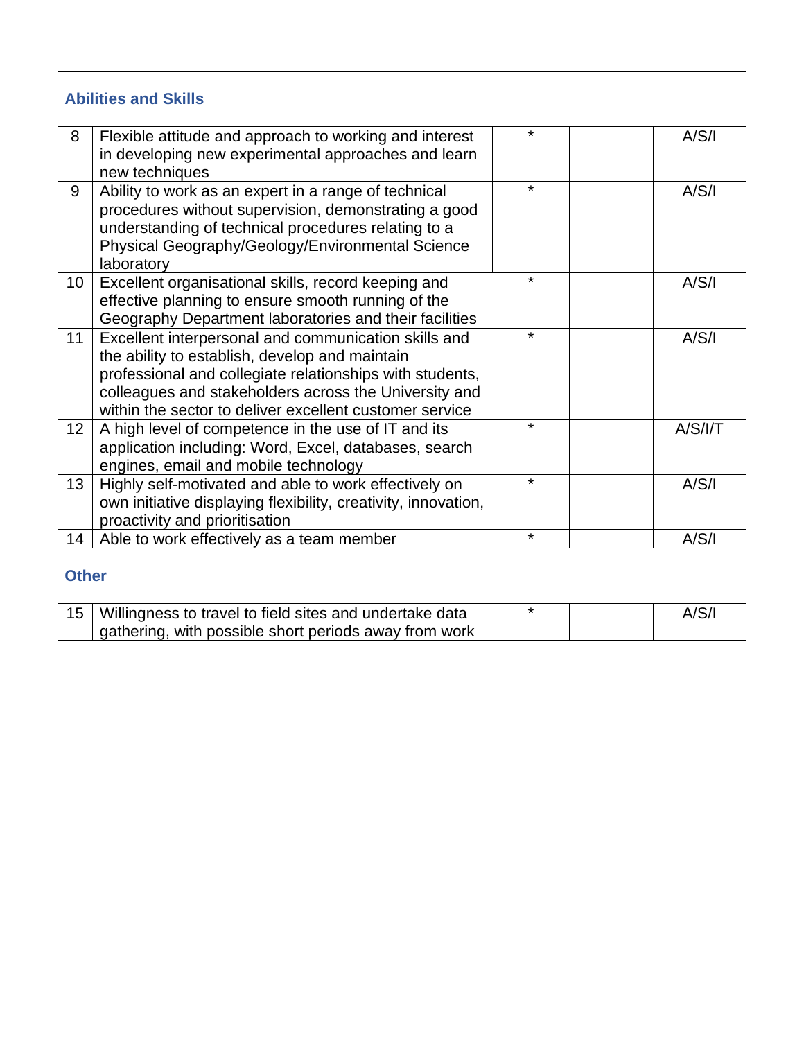| | | | | |
|---|---|---|---|---|
| **Abilities and Skills** | | | | |
| 8 | Flexible attitude and approach to working and interest in developing new experimental approaches and learn new techniques | * | | A/S/I |
| 9 | Ability to work as an expert in a range of technical procedures without supervision, demonstrating a good understanding of technical procedures relating to a Physical Geography/Geology/Environmental Science laboratory | * | | A/S/I |
| 10 | Excellent organisational skills, record keeping and effective planning to ensure smooth running of the Geography Department laboratories and their facilities | * | | A/S/I |
| 11 | Excellent interpersonal and communication skills and the ability to establish, develop and maintain professional and collegiate relationships with students, colleagues and stakeholders across the University and within the sector to deliver excellent customer service | * | | A/S/I |
| 12 | A high level of competence in the use of IT and its application including: Word, Excel, databases, search engines, email and mobile technology | * | | A/S/I/T |
| 13 | Highly self-motivated and able to work effectively on own initiative displaying flexibility, creativity, innovation, proactivity and prioritisation | * | | A/S/I |
| 14 | Able to work effectively as a team member | * | | A/S/I |
| **Other** | | | | |
| 15 | Willingness to travel to field sites and undertake data gathering, with possible short periods away from work | * | | A/S/I |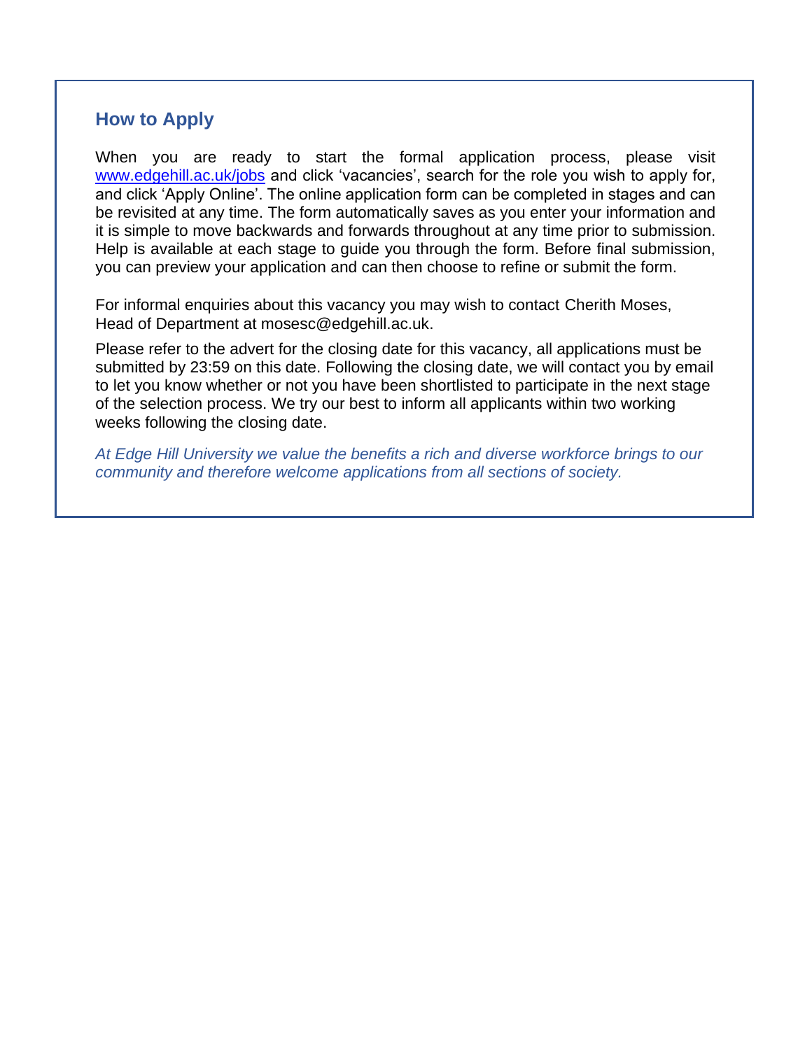## How to Apply

When you are ready to start the formal application process, please visit [www.edgehill.ac.uk/jobs](www.edgehill.ac.uk/jobs) and click 'vacancies', search for the role you wish to apply for, and click 'Apply Online'. The online application form can be completed in stages and can be revisited at any time. The form automatically saves as you enter your information and it is simple to move backwards and forwards throughout at any time prior to submission. Help is available at each stage to guide you through the form. Before final submission, you can preview your application and can then choose to refine or submit the form.

For informal enquiries about this vacancy you may wish to contact Cherith Moses, Head of Department at mosesc@edgehill.ac.uk.

Please refer to the advert for the closing date for this vacancy, all applications must be submitted by 23:59 on this date. Following the closing date, we will contact you by email to let you know whether or not you have been shortlisted to participate in the next stage of the selection process. We try our best to inform all applicants within two working weeks following the closing date.

*At Edge Hill University we value the benefits a rich and diverse workforce brings to our community and therefore welcome applications from all sections of society.*